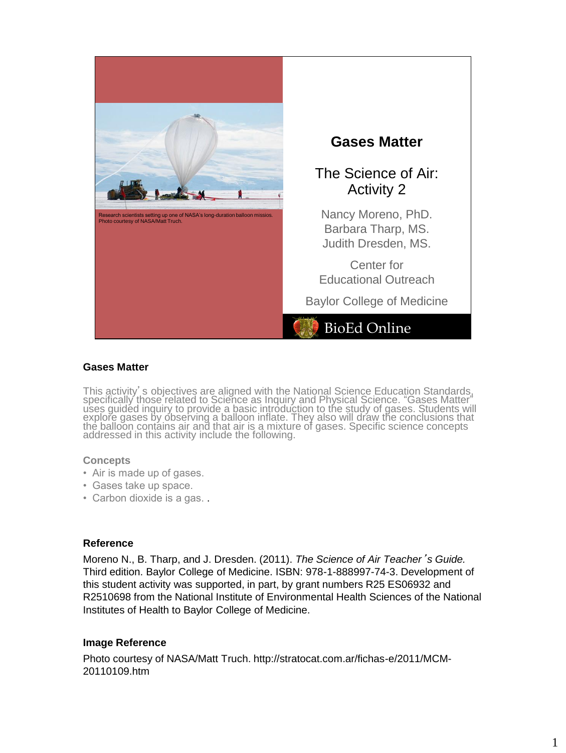Research scientists setting up one of NASA's long-duration balloon missios. Photo courtesy of NASA/Matt Truch.

# Gases Matter

## The Science of Air: Activity 2

Nancy Moreno, PhD.
Barbara Tharp, MS.
Judith Dresden, MS.

Center for Educational Outreach

Baylor College of Medicine

BioEd Online

### Gases Matter

This activity's objectives are aligned with the National Science Education Standards, specifically those related to Science as Inquiry and Physical Science. "Gases Matter" uses guided inquiry to provide a basic introduction to the study of gases. Students will explore gases by observing a balloon inflate. They also will draw the conclusions that the balloon contains air and that air is a mixture of gases. Specific science concepts addressed in this activity include the following.

**Concepts**

- Air is made up of gases.
- Gases take up space.
- Carbon dioxide is a gas. .

### Reference

Moreno N., B. Tharp, and J. Dresden. (2011). *The Science of Air Teacher's Guide.* Third edition. Baylor College of Medicine. ISBN: 978-1-888997-74-3. Development of this student activity was supported, in part, by grant numbers R25 ES06932 and R2510698 from the National Institute of Environmental Health Sciences of the National Institutes of Health to Baylor College of Medicine.

### Image Reference

Photo courtesy of NASA/Matt Truch. http://stratocat.com.ar/fichas-e/2011/MCM-20110109.htm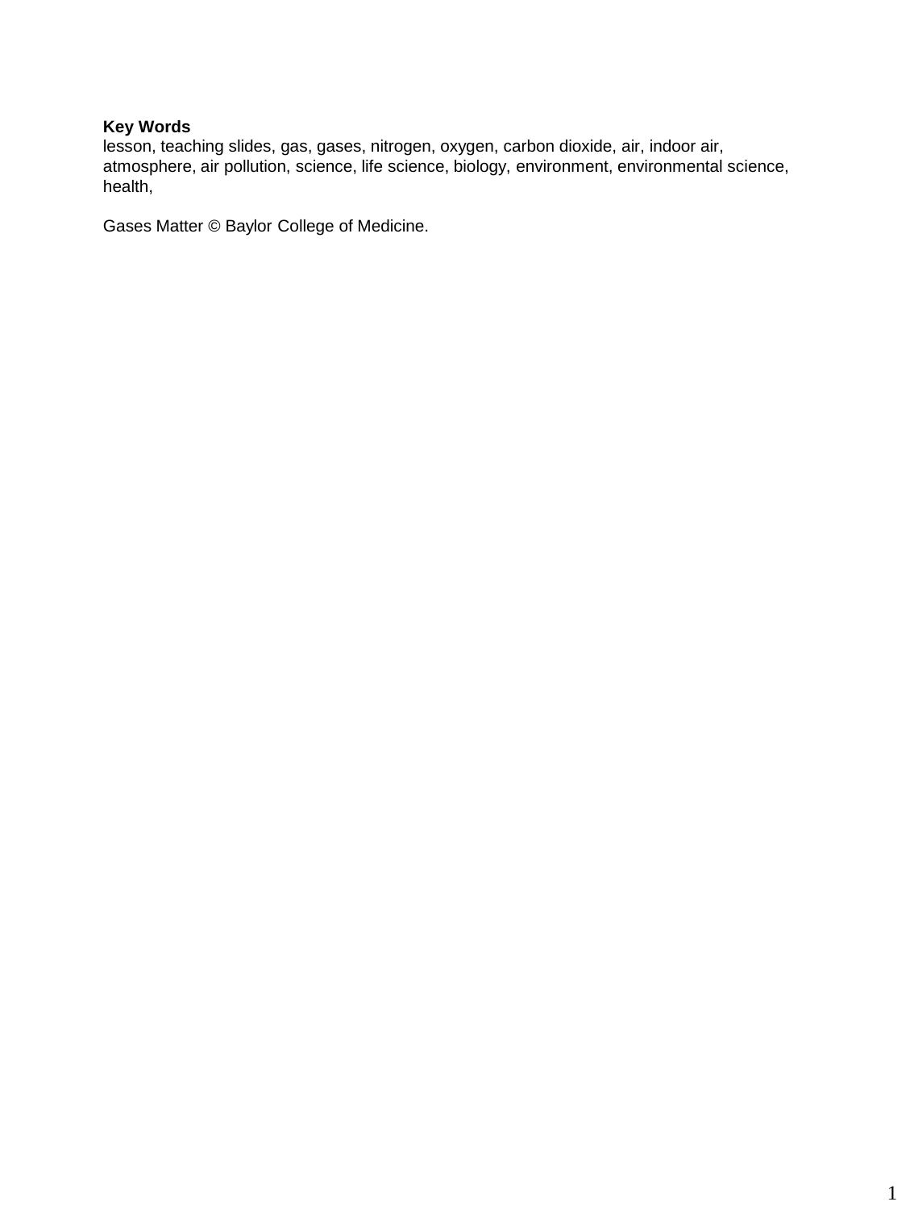**Key Words**
lesson, teaching slides, gas, gases, nitrogen, oxygen, carbon dioxide, air, indoor air, atmosphere, air pollution, science, life science, biology, environment, environmental science, health,

Gases Matter © Baylor College of Medicine.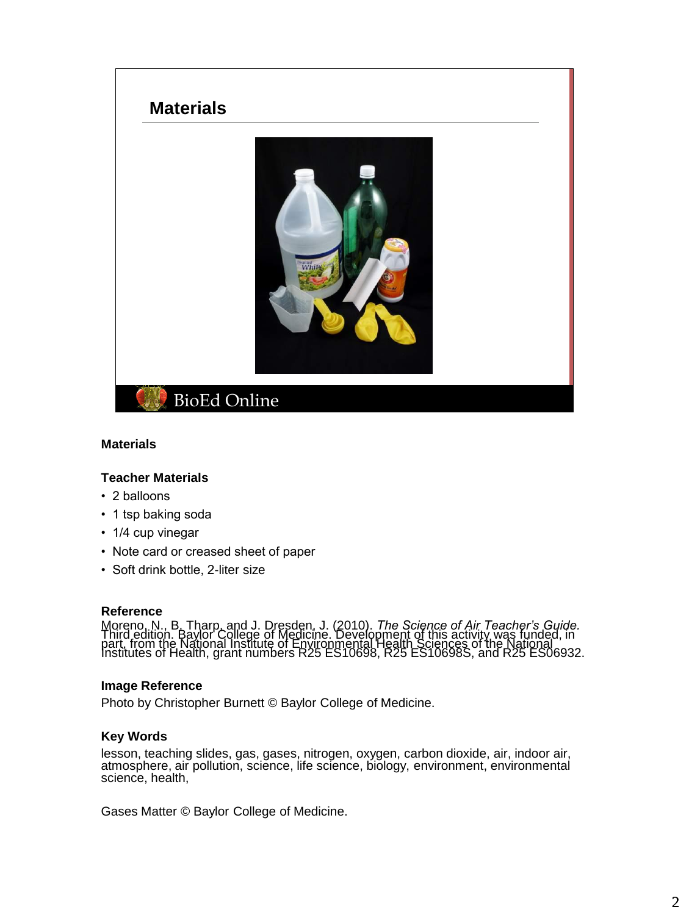## Materials

### Materials

**Teacher Materials**

- 2 balloons
- 1 tsp baking soda
- 1/4 cup vinegar
- Note card or creased sheet of paper
- Soft drink bottle, 2-liter size

**Reference**

Moreno, N., B. Tharp, and J. Dresden, J. (2010). *The Science of Air Teacher's Guide.* Third edition. Baylor College of Medicine. Development of this activity was funded, in part, from the National Institute of Environmental Health Sciences of the National Institutes of Health, grant numbers R25 ES10698, R25 ES10698S, and R25 ES06932.

**Image Reference**

Photo by Christopher Burnett © Baylor College of Medicine.

**Key Words**

lesson, teaching slides, gas, gases, nitrogen, oxygen, carbon dioxide, air, indoor air, atmosphere, air pollution, science, life science, biology, environment, environmental science, health,

Gases Matter © Baylor College of Medicine.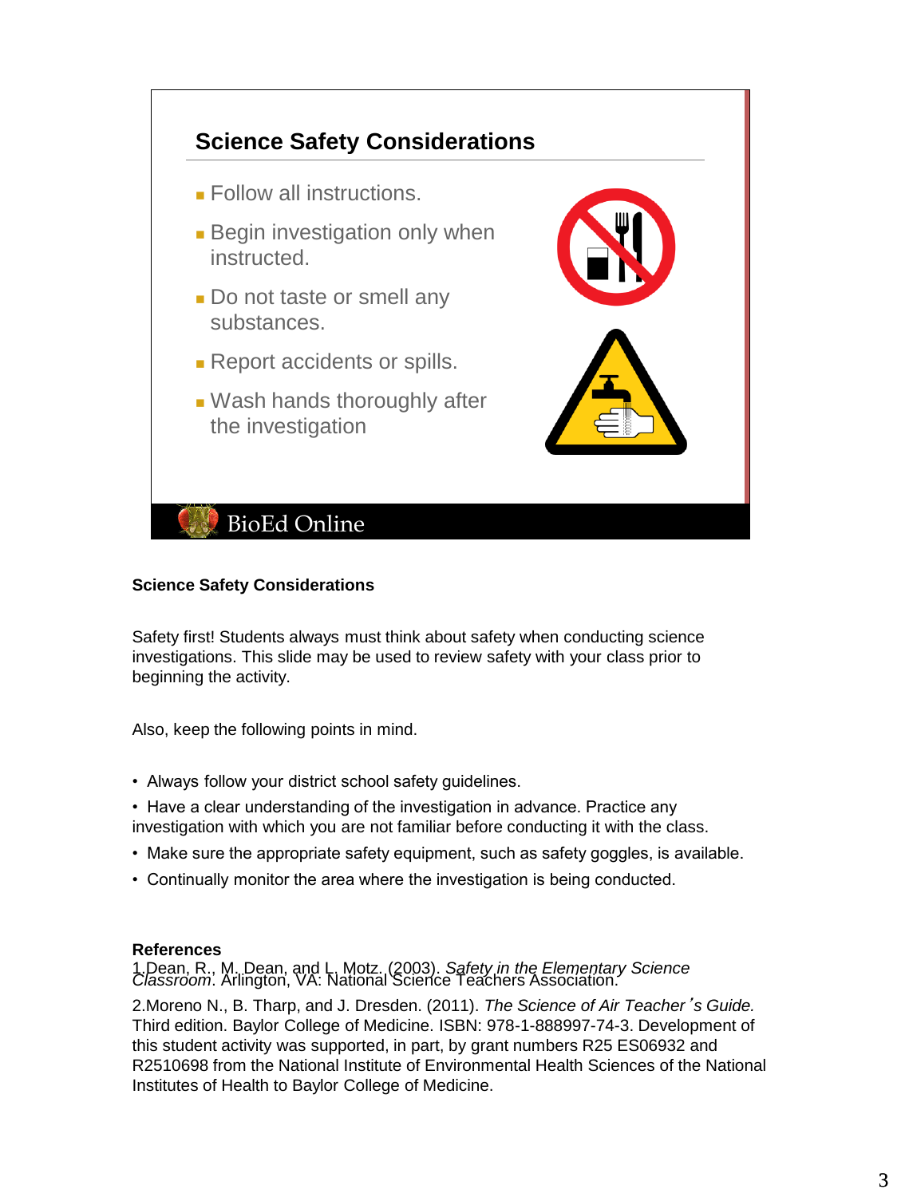## Science Safety Considerations

- Follow all instructions.
- Begin investigation only when instructed.
- Do not taste or smell any substances.
- Report accidents or spills.
- Wash hands thoroughly after the investigation

BioEd Online

**Science Safety Considerations**

Safety first! Students always must think about safety when conducting science investigations. This slide may be used to review safety with your class prior to beginning the activity.

Also, keep the following points in mind.

- Always follow your district school safety guidelines.
- Have a clear understanding of the investigation in advance. Practice any investigation with which you are not familiar before conducting it with the class.
- Make sure the appropriate safety equipment, such as safety goggles, is available.
- Continually monitor the area where the investigation is being conducted.

**References**

1. Dean, R., M. Dean, and L. Motz. (2003). *Safety in the Elementary Science Classroom*. Arlington, VA: National Science Teachers Association.

2. Moreno N., B. Tharp, and J. Dresden. (2011). *The Science of Air Teacher's Guide.* Third edition. Baylor College of Medicine. ISBN: 978-1-888997-74-3. Development of this student activity was supported, in part, by grant numbers R25 ES06932 and R2510698 from the National Institute of Environmental Health Sciences of the National Institutes of Health to Baylor College of Medicine.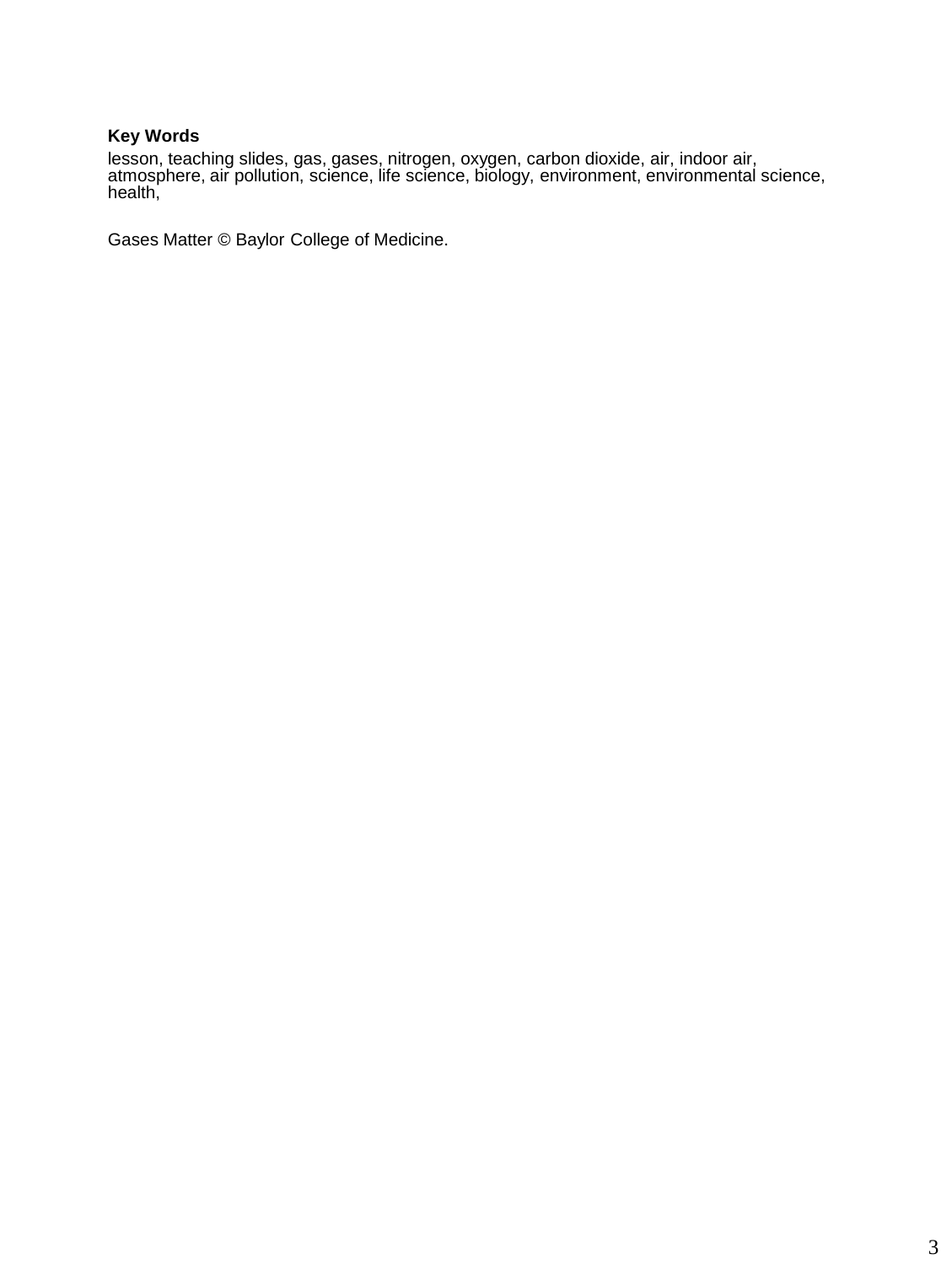**Key Words**

lesson, teaching slides, gas, gases, nitrogen, oxygen, carbon dioxide, air, indoor air, atmosphere, air pollution, science, life science, biology, environment, environmental science, health,

Gases Matter © Baylor College of Medicine.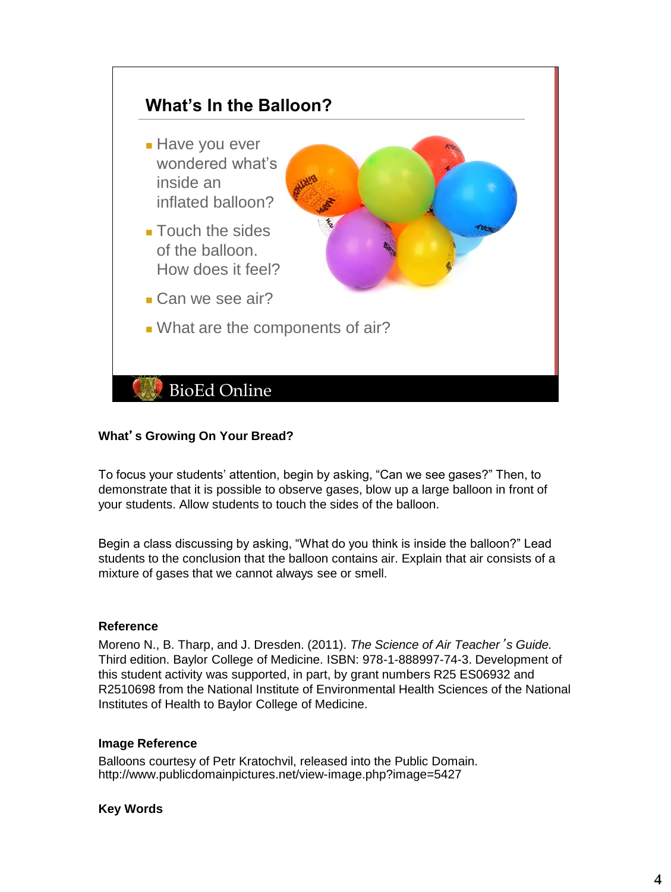## What's In the Balloon?

- Have you ever wondered what's inside an inflated balloon?
- Touch the sides of the balloon. How does it feel?
- Can we see air?
- What are the components of air?

BioEd Online

**What's Growing On Your Bread?**

To focus your students' attention, begin by asking, "Can we see gases?" Then, to demonstrate that it is possible to observe gases, blow up a large balloon in front of your students. Allow students to touch the sides of the balloon.

Begin a class discussing by asking, "What do you think is inside the balloon?" Lead students to the conclusion that the balloon contains air. Explain that air consists of a mixture of gases that we cannot always see or smell.

**Reference**

Moreno N., B. Tharp, and J. Dresden. (2011). *The Science of Air Teacher's Guide.* Third edition. Baylor College of Medicine. ISBN: 978-1-888997-74-3. Development of this student activity was supported, in part, by grant numbers R25 ES06932 and R2510698 from the National Institute of Environmental Health Sciences of the National Institutes of Health to Baylor College of Medicine.

**Image Reference**

Balloons courtesy of Petr Kratochvil, released into the Public Domain.
http://www.publicdomainpictures.net/view-image.php?image=5427

**Key Words**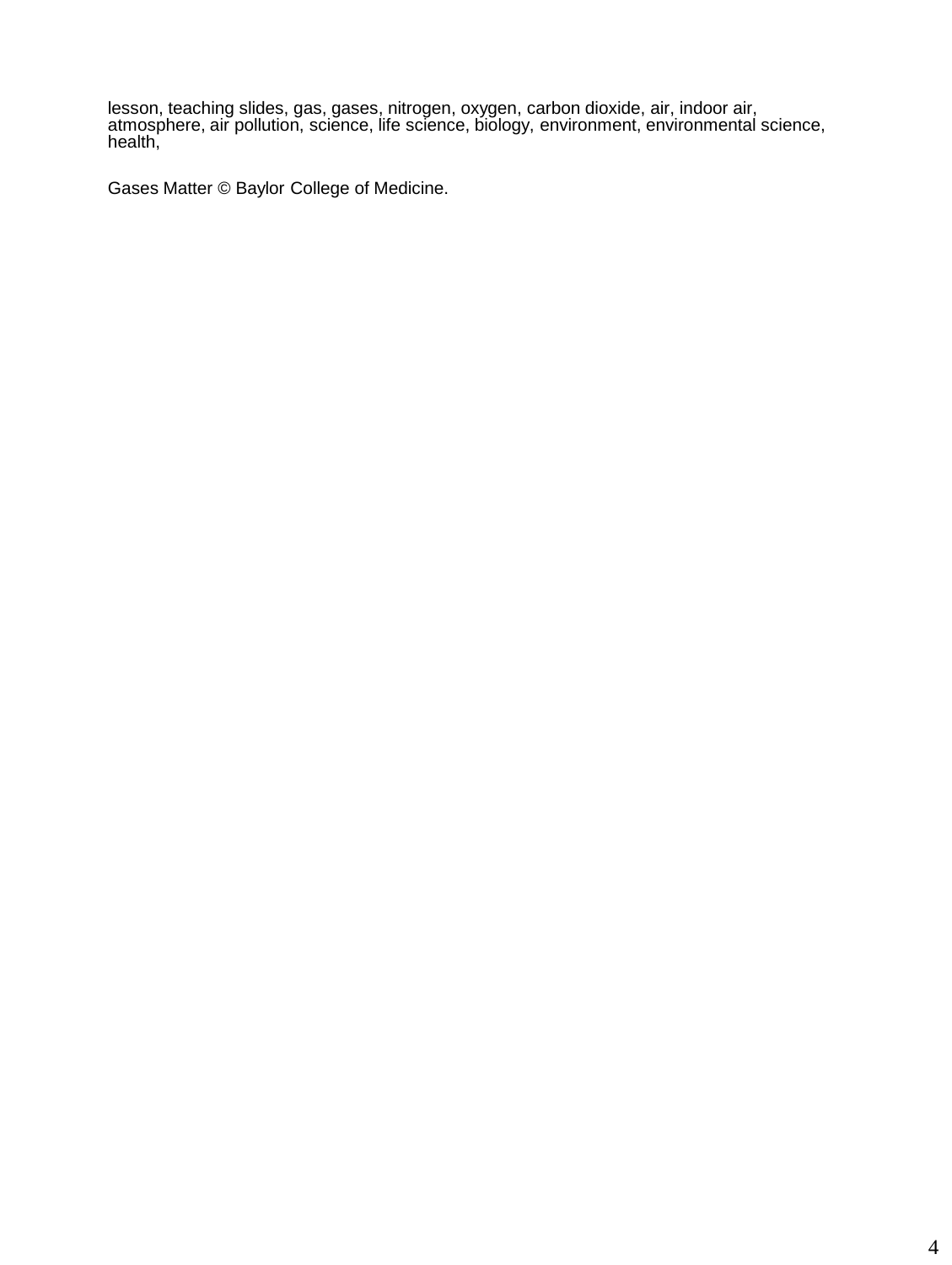lesson, teaching slides, gas, gases, nitrogen, oxygen, carbon dioxide, air, indoor air, atmosphere, air pollution, science, life science, biology, environment, environmental science, health,

Gases Matter © Baylor College of Medicine.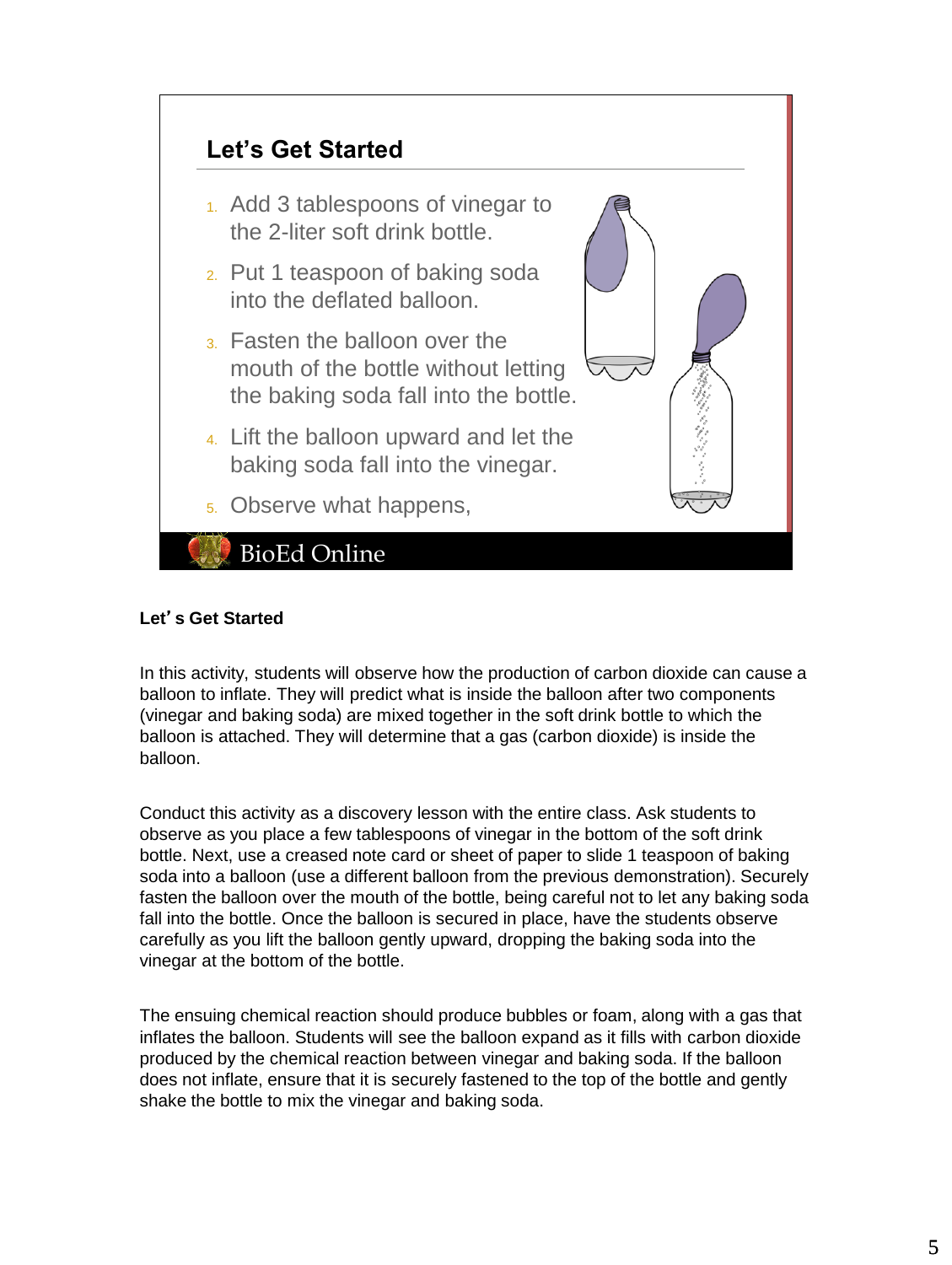## Let’s Get Started

1. Add 3 tablespoons of vinegar to the 2-liter soft drink bottle.
2. Put 1 teaspoon of baking soda into the deflated balloon.
3. Fasten the balloon over the mouth of the bottle without letting the baking soda fall into the bottle.
4. Lift the balloon upward and let the baking soda fall into the vinegar.
5. Observe what happens,

BioEd Online

**Let’s Get Started**

In this activity, students will observe how the production of carbon dioxide can cause a balloon to inflate. They will predict what is inside the balloon after two components (vinegar and baking soda) are mixed together in the soft drink bottle to which the balloon is attached. They will determine that a gas (carbon dioxide) is inside the balloon.

Conduct this activity as a discovery lesson with the entire class. Ask students to observe as you place a few tablespoons of vinegar in the bottom of the soft drink bottle. Next, use a creased note card or sheet of paper to slide 1 teaspoon of baking soda into a balloon (use a different balloon from the previous demonstration). Securely fasten the balloon over the mouth of the bottle, being careful not to let any baking soda fall into the bottle. Once the balloon is secured in place, have the students observe carefully as you lift the balloon gently upward, dropping the baking soda into the vinegar at the bottom of the bottle.

The ensuing chemical reaction should produce bubbles or foam, along with a gas that inflates the balloon. Students will see the balloon expand as it fills with carbon dioxide produced by the chemical reaction between vinegar and baking soda. If the balloon does not inflate, ensure that it is securely fastened to the top of the bottle and gently shake the bottle to mix the vinegar and baking soda.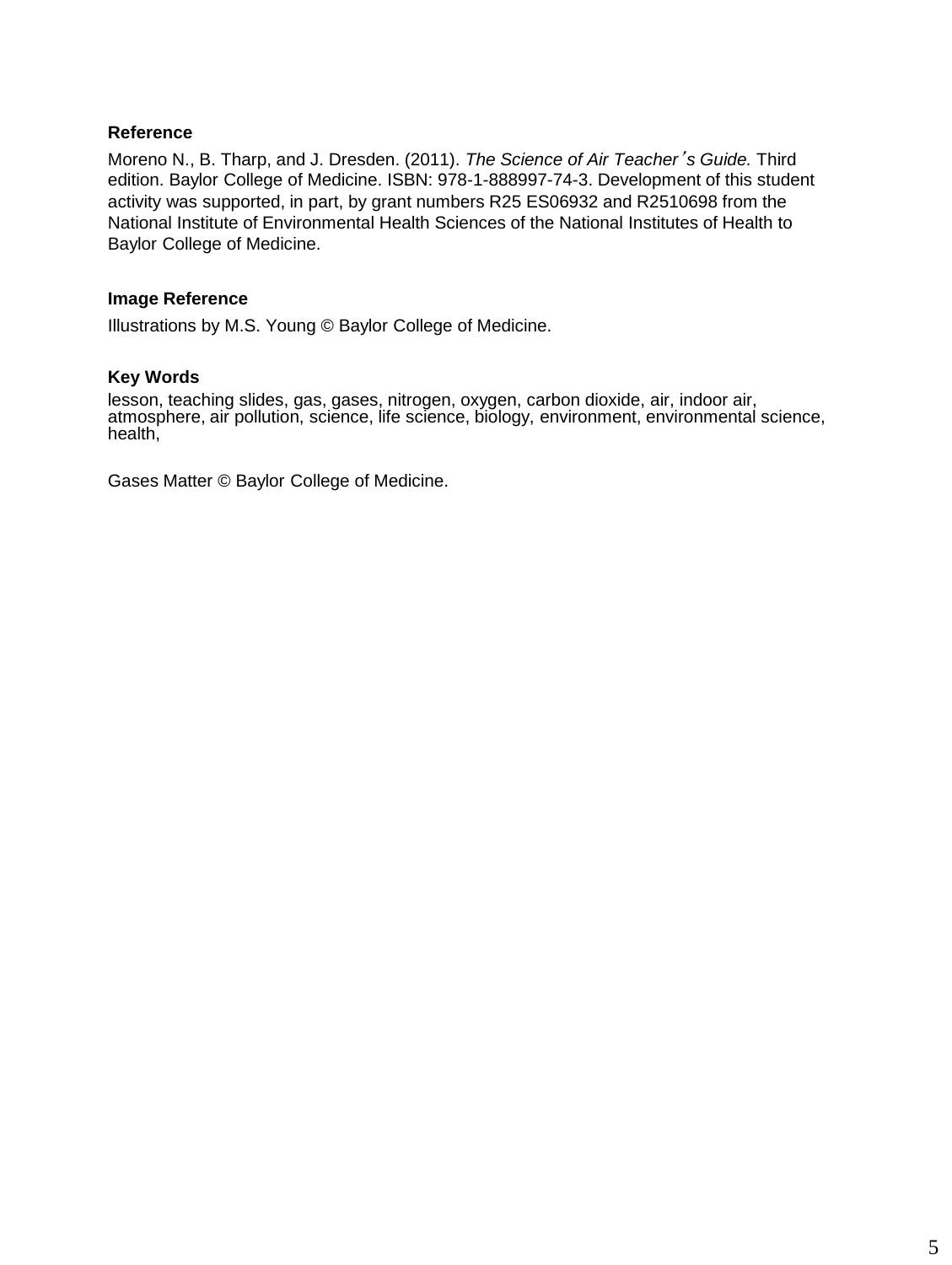### Reference

Moreno N., B. Tharp, and J. Dresden. (2011). *The Science of Air Teacher's Guide.* Third edition. Baylor College of Medicine. ISBN: 978-1-888997-74-3. Development of this student activity was supported, in part, by grant numbers R25 ES06932 and R2510698 from the National Institute of Environmental Health Sciences of the National Institutes of Health to Baylor College of Medicine.

### Image Reference

Illustrations by M.S. Young © Baylor College of Medicine.

### Key Words

lesson, teaching slides, gas, gases, nitrogen, oxygen, carbon dioxide, air, indoor air, atmosphere, air pollution, science, life science, biology, environment, environmental science, health,

Gases Matter © Baylor College of Medicine.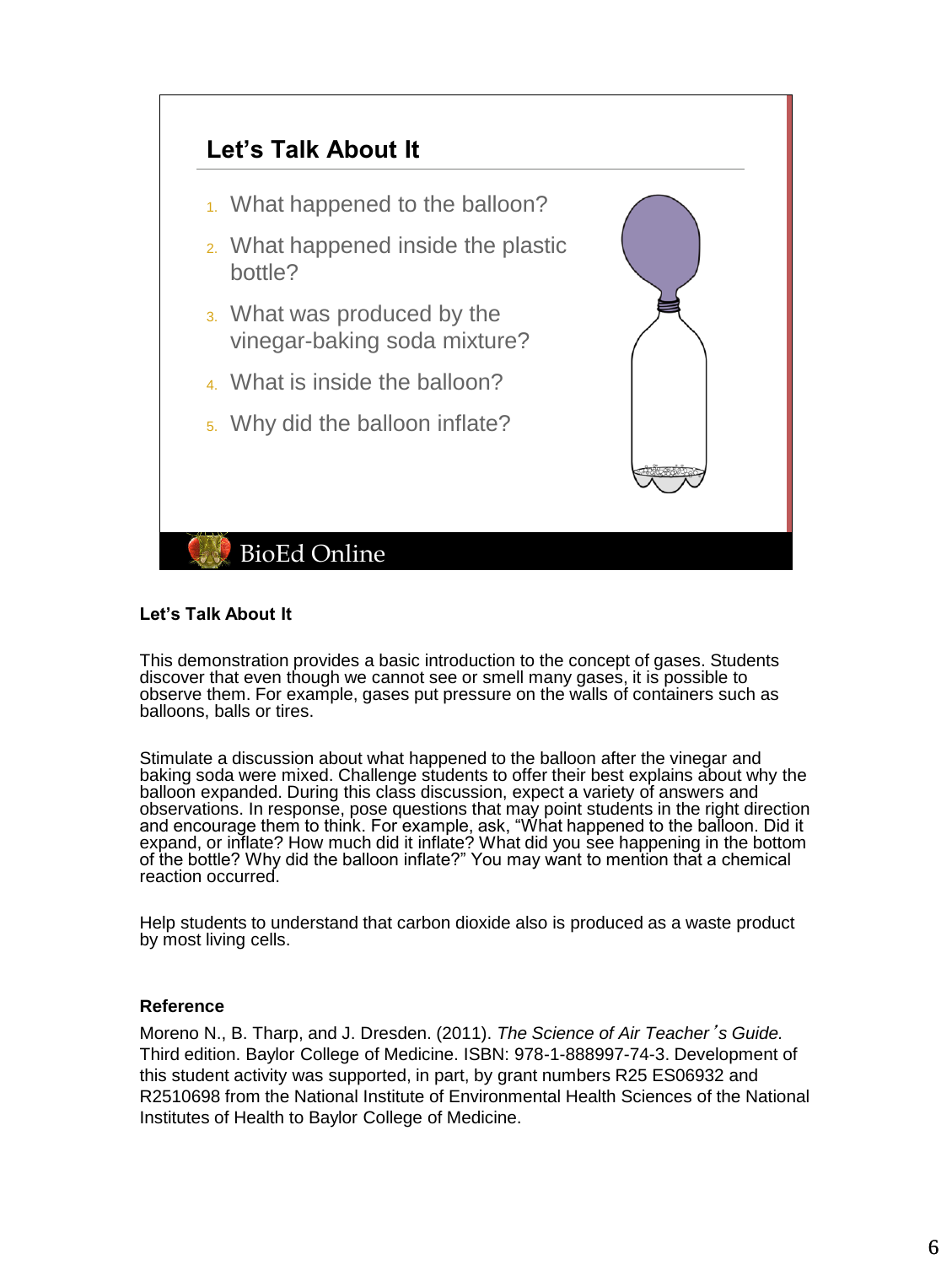## Let's Talk About It

1. What happened to the balloon?
2. What happened inside the plastic bottle?
3. What was produced by the vinegar-baking soda mixture?
4. What is inside the balloon?
5. Why did the balloon inflate?

BioEd Online

**Let's Talk About It**

This demonstration provides a basic introduction to the concept of gases. Students discover that even though we cannot see or smell many gases, it is possible to observe them. For example, gases put pressure on the walls of containers such as balloons, balls or tires.

Stimulate a discussion about what happened to the balloon after the vinegar and baking soda were mixed. Challenge students to offer their best explains about why the balloon expanded. During this class discussion, expect a variety of answers and observations. In response, pose questions that may point students in the right direction and encourage them to think. For example, ask, "What happened to the balloon. Did it expand, or inflate? How much did it inflate? What did you see happening in the bottom of the bottle? Why did the balloon inflate?" You may want to mention that a chemical reaction occurred.

Help students to understand that carbon dioxide also is produced as a waste product by most living cells.

**Reference**

Moreno N., B. Tharp, and J. Dresden. (2011). *The Science of Air Teacher's Guide.* Third edition. Baylor College of Medicine. ISBN: 978-1-888997-74-3. Development of this student activity was supported, in part, by grant numbers R25 ES06932 and R2510698 from the National Institute of Environmental Health Sciences of the National Institutes of Health to Baylor College of Medicine.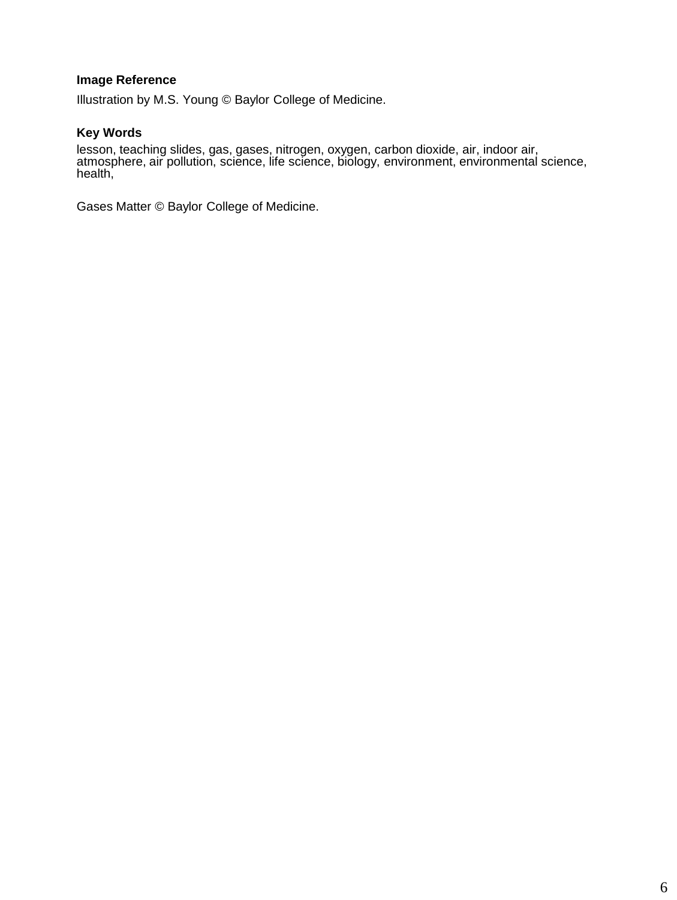**Image Reference**

Illustration by M.S. Young © Baylor College of Medicine.

**Key Words**

lesson, teaching slides, gas, gases, nitrogen, oxygen, carbon dioxide, air, indoor air, atmosphere, air pollution, science, life science, biology, environment, environmental science, health,

Gases Matter © Baylor College of Medicine.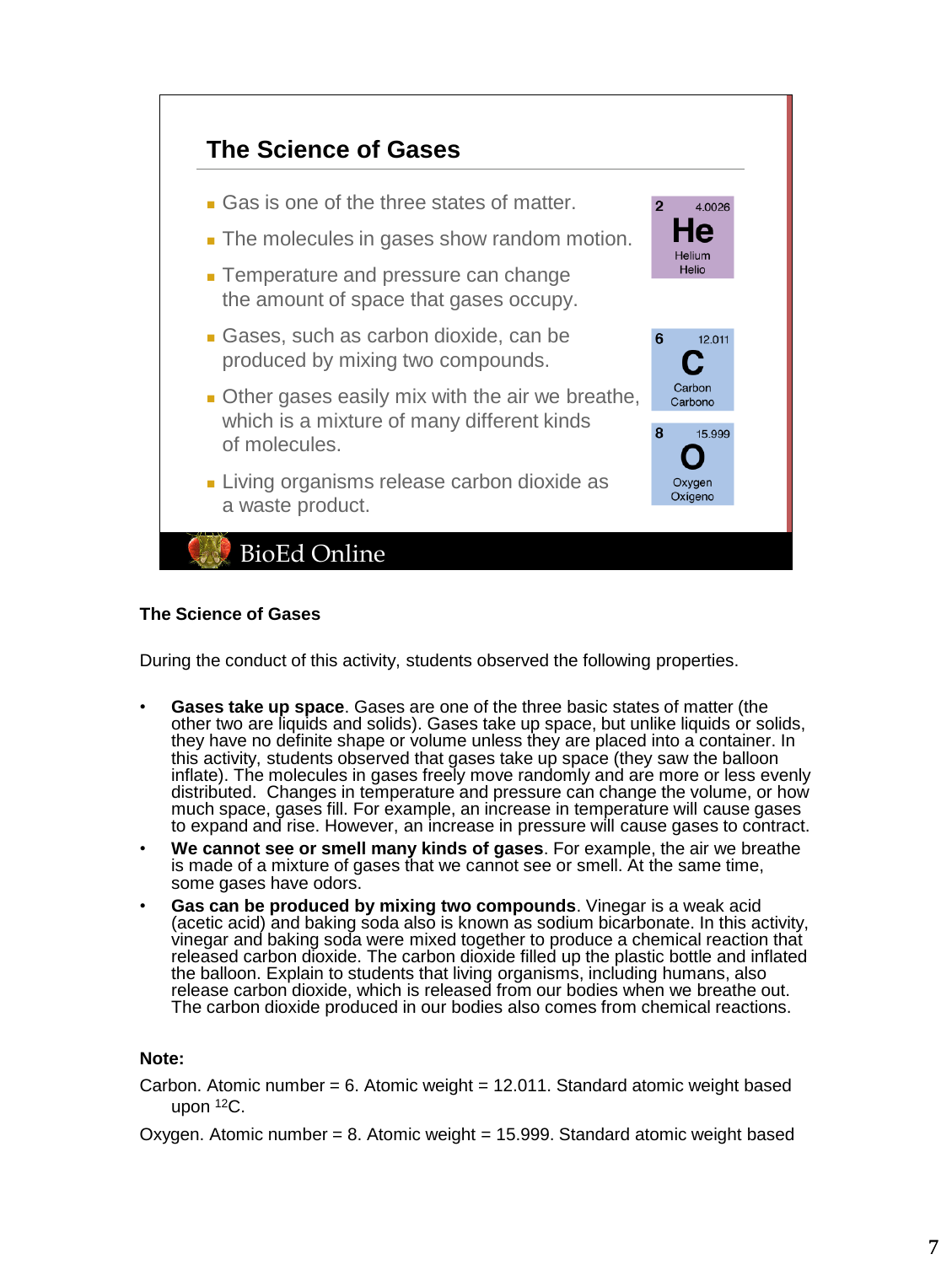## The Science of Gases

- Gas is one of the three states of matter.
- The molecules in gases show random motion.
- Temperature and pressure can change the amount of space that gases occupy.
- Gases, such as carbon dioxide, can be produced by mixing two compounds.
- Other gases easily mix with the air we breathe, which is a mixture of many different kinds of molecules.
- Living organisms release carbon dioxide as a waste product.

| | | |
|---|---|---|
| 2 | He | 4.0026 |
| | Helium / Helio | |
| 6 | C | 12.011 |
| | Carbon / Carbono | |
| 8 | O | 15.999 |
| | Oxygen / Oxigeno | |

BioEd Online

### The Science of Gases

During the conduct of this activity, students observed the following properties.

- **Gases take up space**. Gases are one of the three basic states of matter (the other two are liquids and solids). Gases take up space, but unlike liquids or solids, they have no definite shape or volume unless they are placed into a container. In this activity, students observed that gases take up space (they saw the balloon inflate). The molecules in gases freely move randomly and are more or less evenly distributed. Changes in temperature and pressure can change the volume, or how much space, gases fill. For example, an increase in temperature will cause gases to expand and rise. However, an increase in pressure will cause gases to contract.
- **We cannot see or smell many kinds of gases**. For example, the air we breathe is made of a mixture of gases that we cannot see or smell. At the same time, some gases have odors.
- **Gas can be produced by mixing two compounds**. Vinegar is a weak acid (acetic acid) and baking soda also is known as sodium bicarbonate. In this activity, vinegar and baking soda were mixed together to produce a chemical reaction that released carbon dioxide. The carbon dioxide filled up the plastic bottle and inflated the balloon. Explain to students that living organisms, including humans, also release carbon dioxide, which is released from our bodies when we breathe out. The carbon dioxide produced in our bodies also comes from chemical reactions.

**Note:**

Carbon. Atomic number = 6. Atomic weight = 12.011. Standard atomic weight based upon $^{12}C$.

Oxygen. Atomic number = 8. Atomic weight = 15.999. Standard atomic weight based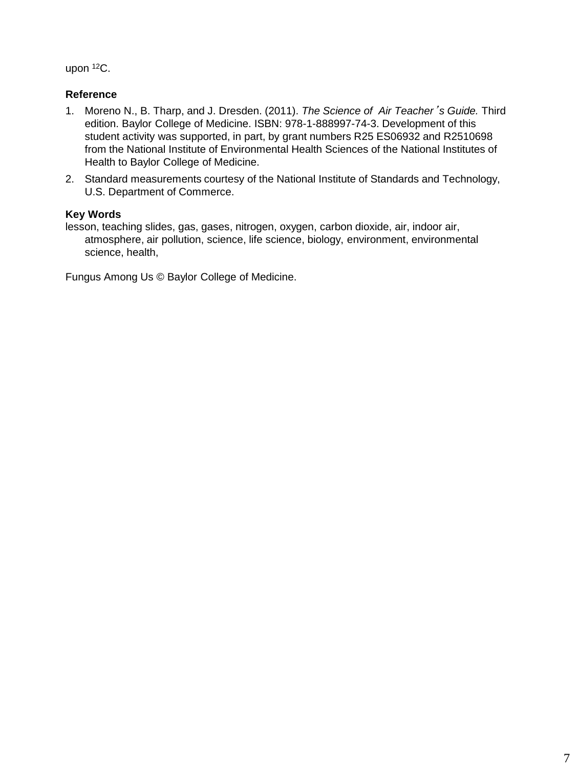upon $^{12}C$.

**Reference**

1. Moreno N., B. Tharp, and J. Dresden. (2011). *The Science of Air Teacher's Guide.* Third edition. Baylor College of Medicine. ISBN: 978-1-888997-74-3. Development of this student activity was supported, in part, by grant numbers R25 ES06932 and R2510698 from the National Institute of Environmental Health Sciences of the National Institutes of Health to Baylor College of Medicine.
2. Standard measurements courtesy of the National Institute of Standards and Technology, U.S. Department of Commerce.

**Key Words**

lesson, teaching slides, gas, gases, nitrogen, oxygen, carbon dioxide, air, indoor air, atmosphere, air pollution, science, life science, biology, environment, environmental science, health,

Fungus Among Us © Baylor College of Medicine.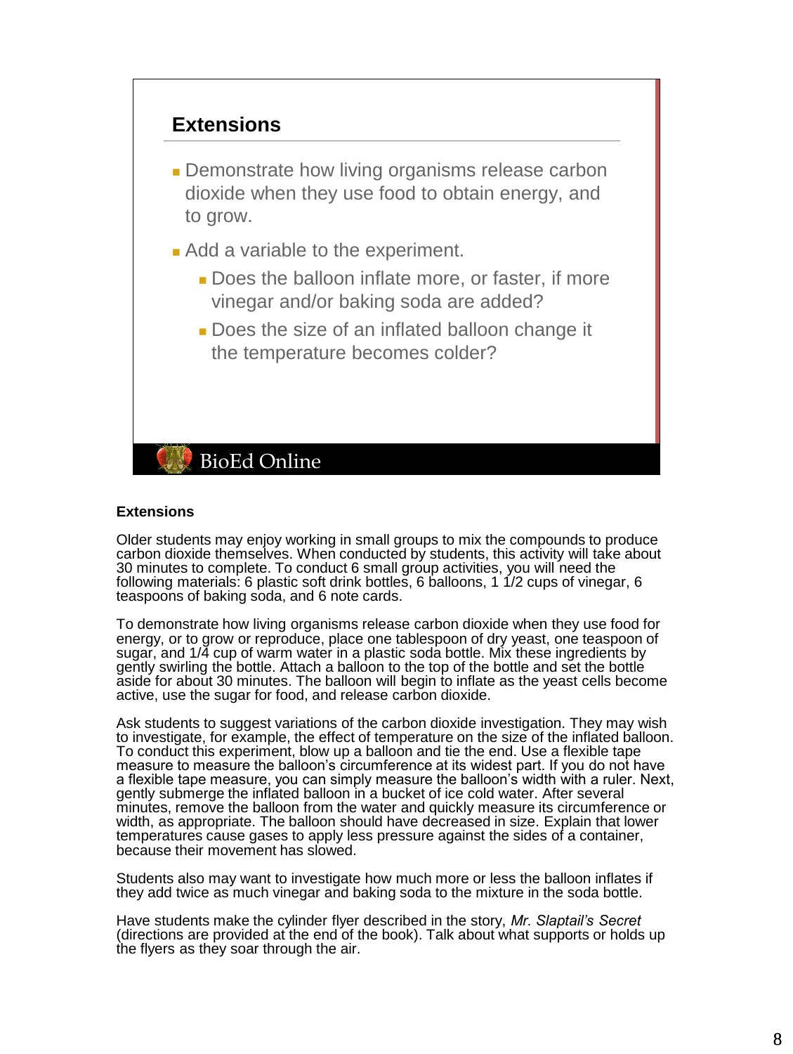## Extensions

- Demonstrate how living organisms release carbon dioxide when they use food to obtain energy, and to grow.
- Add a variable to the experiment.
  - Does the balloon inflate more, or faster, if more vinegar and/or baking soda are added?
  - Does the size of an inflated balloon change it the temperature becomes colder?

BioEd Online

**Extensions**

Older students may enjoy working in small groups to mix the compounds to produce carbon dioxide themselves. When conducted by students, this activity will take about 30 minutes to complete. To conduct 6 small group activities, you will need the following materials: 6 plastic soft drink bottles, 6 balloons, 1 1/2 cups of vinegar, 6 teaspoons of baking soda, and 6 note cards.

To demonstrate how living organisms release carbon dioxide when they use food for energy, or to grow or reproduce, place one tablespoon of dry yeast, one teaspoon of sugar, and 1/4 cup of warm water in a plastic soda bottle. Mix these ingredients by gently swirling the bottle. Attach a balloon to the top of the bottle and set the bottle aside for about 30 minutes. The balloon will begin to inflate as the yeast cells become active, use the sugar for food, and release carbon dioxide.

Ask students to suggest variations of the carbon dioxide investigation. They may wish to investigate, for example, the effect of temperature on the size of the inflated balloon. To conduct this experiment, blow up a balloon and tie the end. Use a flexible tape measure to measure the balloon's circumference at its widest part. If you do not have a flexible tape measure, you can simply measure the balloon's width with a ruler. Next, gently submerge the inflated balloon in a bucket of ice cold water. After several minutes, remove the balloon from the water and quickly measure its circumference or width, as appropriate. The balloon should have decreased in size. Explain that lower temperatures cause gases to apply less pressure against the sides of a container, because their movement has slowed.

Students also may want to investigate how much more or less the balloon inflates if they add twice as much vinegar and baking soda to the mixture in the soda bottle.

Have students make the cylinder flyer described in the story, *Mr. Slaptail's Secret* (directions are provided at the end of the book). Talk about what supports or holds up the flyers as they soar through the air.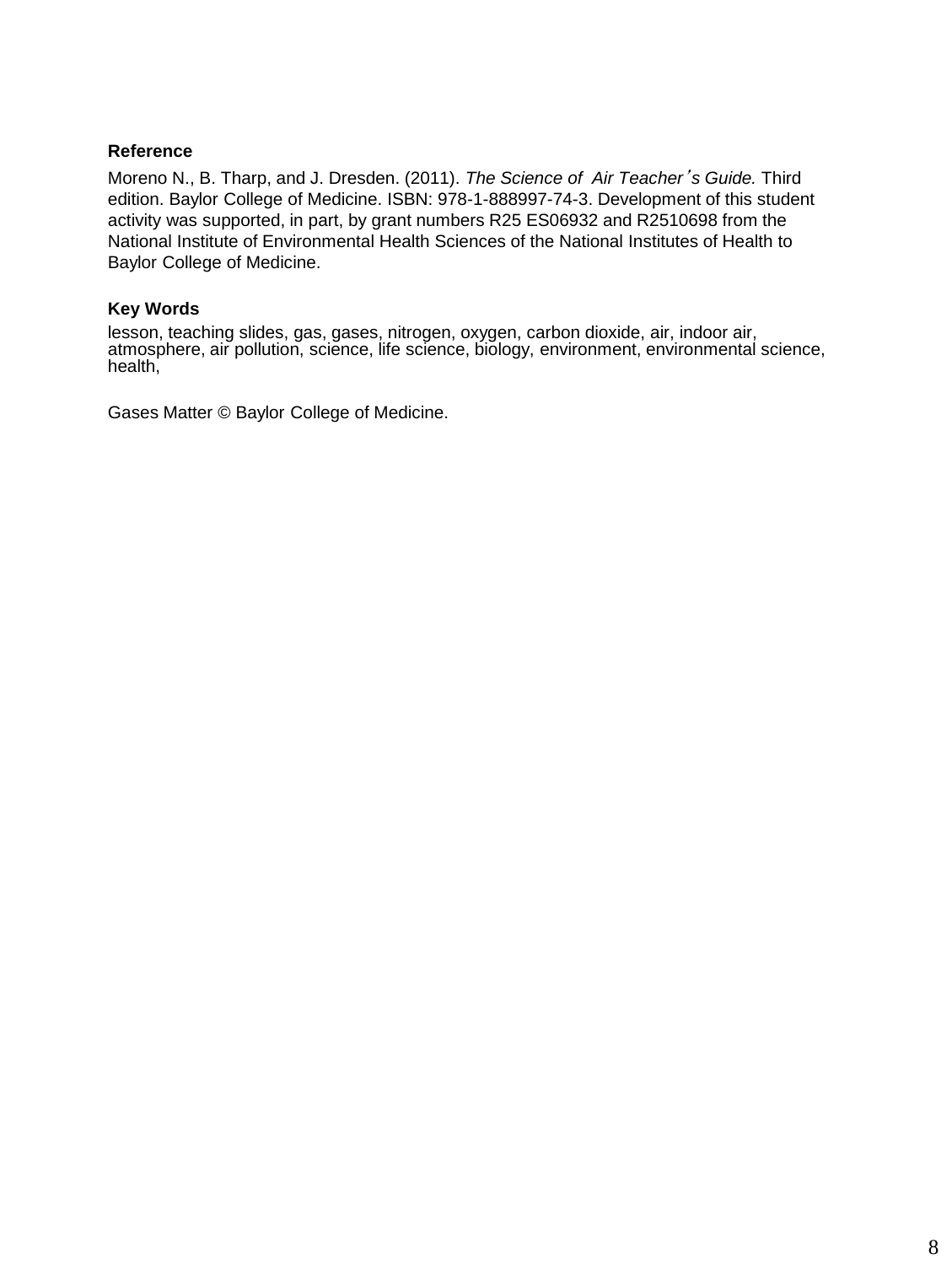**Reference**

Moreno N., B. Tharp, and J. Dresden. (2011). *The Science of  Air Teacher's Guide.* Third edition. Baylor College of Medicine. ISBN: 978-1-888997-74-3. Development of this student activity was supported, in part, by grant numbers R25 ES06932 and R2510698 from the National Institute of Environmental Health Sciences of the National Institutes of Health to Baylor College of Medicine.

**Key Words**

lesson, teaching slides, gas, gases, nitrogen, oxygen, carbon dioxide, air, indoor air, atmosphere, air pollution, science, life science, biology, environment, environmental science, health,

Gases Matter © Baylor College of Medicine.